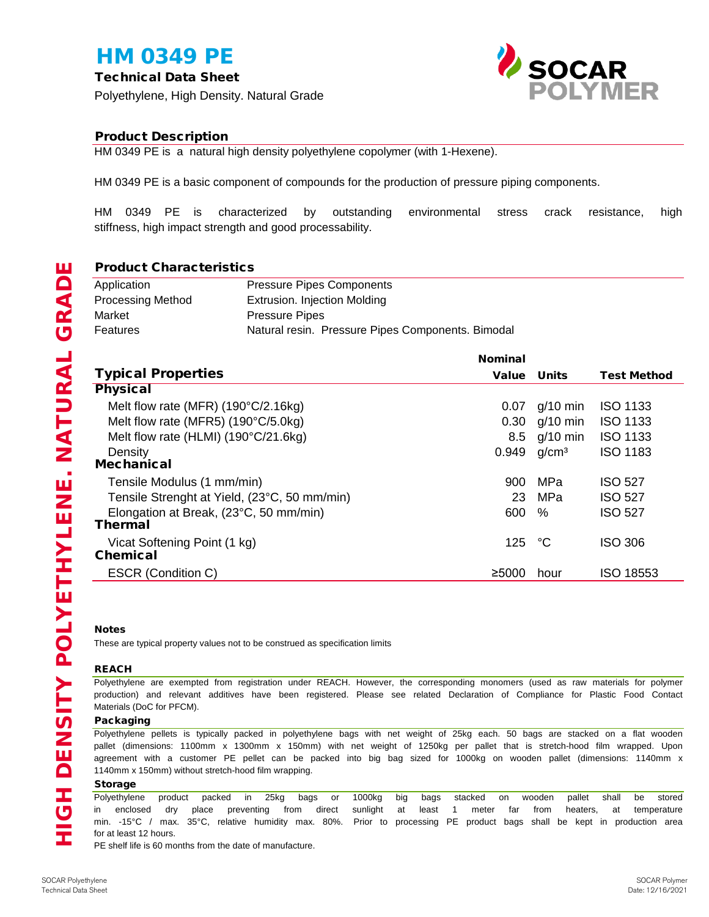# HM 0349 PE

**Technical Data Sheet**

Polyethylene, High Density. Natural Grade

## Product Description

HM 0349 PE is a natural high density polyethylene copolymer (with 1-Hexene).

HM 0349 PE is a basic component of compounds for the production of pressure piping components.

HM 0349 PE is characterized by outstanding environmental stress crack resistance, high stiffness, high impact strength and good processability.

## Product Characteristics

| | |
|---|---|
| Application | Pressure Pipes Components |
| Processing Method | Extrusion. Injection Molding |
| Market | Pressure Pipes |
| Features | Natural resin. Pressure Pipes Components. Bimodal |

## Typical Properties

| | Nominal Value | Units | Test Method |
|---|---|---|---|
| **Physical** | | | |
| Melt flow rate (MFR) (190°C/2.16kg) | 0.07 | g/10 min | ISO 1133 |
| Melt flow rate (MFR5) (190°C/5.0kg) | 0.30 | g/10 min | ISO 1133 |
| Melt flow rate (HLMI) (190°C/21.6kg) | 8.5 | g/10 min | ISO 1133 |
| Density | 0.949 | g/cm³ | ISO 1183 |
| **Mechanical** | | | |
| Tensile Modulus (1 mm/min) | 900 | MPa | ISO 527 |
| Tensile Strenght at Yield, (23°C, 50 mm/min) | 23 | MPa | ISO 527 |
| Elongation at Break, (23°C, 50 mm/min) | 600 | % | ISO 527 |
| **Thermal** | | | |
| Vicat Softening Point (1 kg) | 125 | °C | ISO 306 |
| **Chemical** | | | |
| ESCR (Condition C) | ≥5000 | hour | ISO 18553 |

### Notes

These are typical property values not to be construed as specification limits

### REACH

Polyethylene are exempted from registration under REACH. However, the corresponding monomers (used as raw materials for polymer production) and relevant additives have been registered. Please see related Declaration of Compliance for Plastic Food Contact Materials (DoC for PFCM).

### Packaging

Polyethylene pellets is typically packed in polyethylene bags with net weight of 25kg each. 50 bags are stacked on a flat wooden pallet (dimensions: 1100mm x 1300mm x 150mm) with net weight of 1250kg per pallet that is stretch-hood film wrapped. Upon agreement with a customer PE pellet can be packed into big bag sized for 1000kg on wooden pallet (dimensions: 1140mm x 1140mm x 150mm) without stretch-hood film wrapping.

### Storage

Polyethylene product packed in 25kg bags or 1000kg big bags stacked on wooden pallet shall be stored in enclosed dry place preventing from direct sunlight at least 1 meter far from heaters, at temperature min. -15°C / max. 35°C, relative humidity max. 80%. Prior to processing PE product bags shall be kept in production area for at least 12 hours.

PE shelf life is 60 months from the date of manufacture.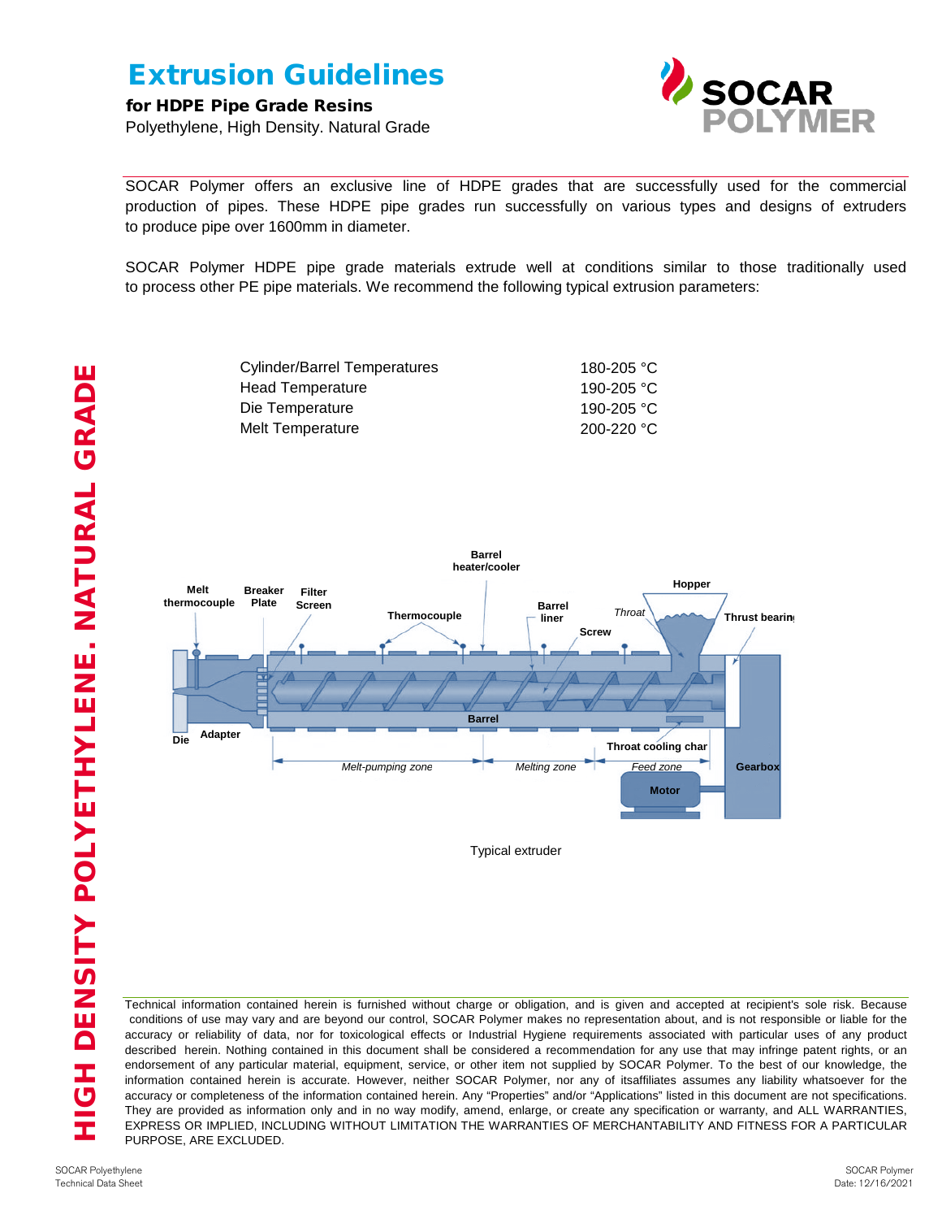# Extrusion Guidelines

**for HDPE Pipe Grade Resins**

Polyethylene, High Density. Natural Grade

SOCAR Polymer offers an exclusive line of HDPE grades that are successfully used for the commercial production of pipes. These HDPE pipe grades run successfully on various types and designs of extruders to produce pipe over 1600mm in diameter.

SOCAR Polymer HDPE pipe grade materials extrude well at conditions similar to those traditionally used to process other PE pipe materials. We recommend the following typical extrusion parameters:

| | |
|---|---|
| Cylinder/Barrel Temperatures | 180-205 °C |
| Head Temperature | 190-205 °C |
| Die Temperature | 190-205 °C |
| Melt Temperature | 200-220 °C |

Barrel heater/cooler
Melt thermocouple
Breaker Plate
Filter Screen
Thermocouple
Barrel liner
Throat
Hopper
Thrust bearing
Screw
Barrel
Die
Adapter
Throat cooling char
Melt-pumping zone
Melting zone
Feed zone
Gearbox
Motor

Typical extruder

Technical information contained herein is furnished without charge or obligation, and is given and accepted at recipient's sole risk. Because conditions of use may vary and are beyond our control, SOCAR Polymer makes no representation about, and is not responsible or liable for the accuracy or reliability of data, nor for toxicological effects or Industrial Hygiene requirements associated with particular uses of any product described herein. Nothing contained in this document shall be considered a recommendation for any use that may infringe patent rights, or an endorsement of any particular material, equipment, service, or other item not supplied by SOCAR Polymer. To the best of our knowledge, the information contained herein is accurate. However, neither SOCAR Polymer, nor any of itsaffiliates assumes any liability whatsoever for the accuracy or completeness of the information contained herein. Any "Properties" and/or "Applications" listed in this document are not specifications. They are provided as information only and in no way modify, amend, enlarge, or create any specification or warranty, and ALL WARRANTIES, EXPRESS OR IMPLIED, INCLUDING WITHOUT LIMITATION THE WARRANTIES OF MERCHANTABILITY AND FITNESS FOR A PARTICULAR PURPOSE, ARE EXCLUDED.